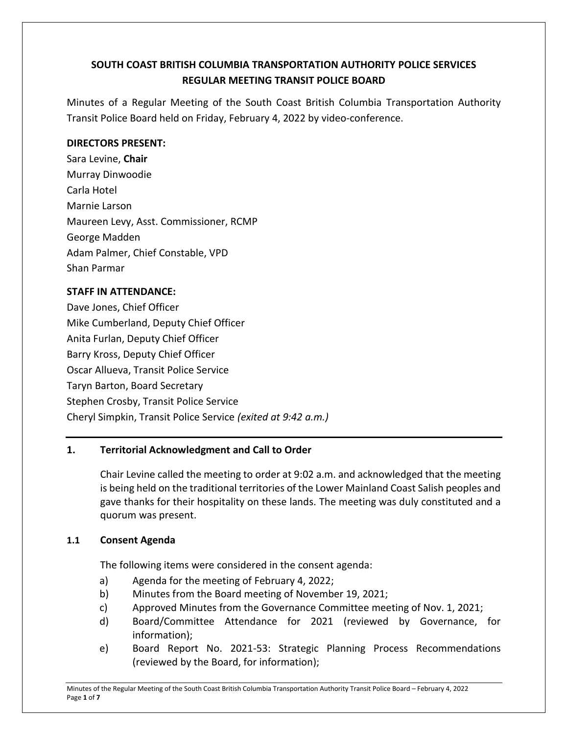# SOUTH COAST BRITISH COLUMBIA TRANSPORTATION AUTHORITY POLICE SERVICES
# REGULAR MEETING TRANSIT POLICE BOARD

Minutes of a Regular Meeting of the South Coast British Columbia Transportation Authority Transit Police Board held on Friday, February 4, 2022 by video-conference.

**DIRECTORS PRESENT:**

Sara Levine, **Chair**
Murray Dinwoodie
Carla Hotel
Marnie Larson
Maureen Levy, Asst. Commissioner, RCMP
George Madden
Adam Palmer, Chief Constable, VPD
Shan Parmar

**STAFF IN ATTENDANCE:**

Dave Jones, Chief Officer
Mike Cumberland, Deputy Chief Officer
Anita Furlan, Deputy Chief Officer
Barry Kross, Deputy Chief Officer
Oscar Allueva, Transit Police Service
Taryn Barton, Board Secretary
Stephen Crosby, Transit Police Service
Cheryl Simpkin, Transit Police Service *(exited at 9:42 a.m.)*

---

## 1. Territorial Acknowledgment and Call to Order

Chair Levine called the meeting to order at 9:02 a.m. and acknowledged that the meeting is being held on the traditional territories of the Lower Mainland Coast Salish peoples and gave thanks for their hospitality on these lands. The meeting was duly constituted and a quorum was present.

### 1.1 Consent Agenda

The following items were considered in the consent agenda:

a) Agenda for the meeting of February 4, 2022;
b) Minutes from the Board meeting of November 19, 2021;
c) Approved Minutes from the Governance Committee meeting of Nov. 1, 2021;
d) Board/Committee Attendance for 2021 (reviewed by Governance, for information);
e) Board Report No. 2021-53: Strategic Planning Process Recommendations (reviewed by the Board, for information);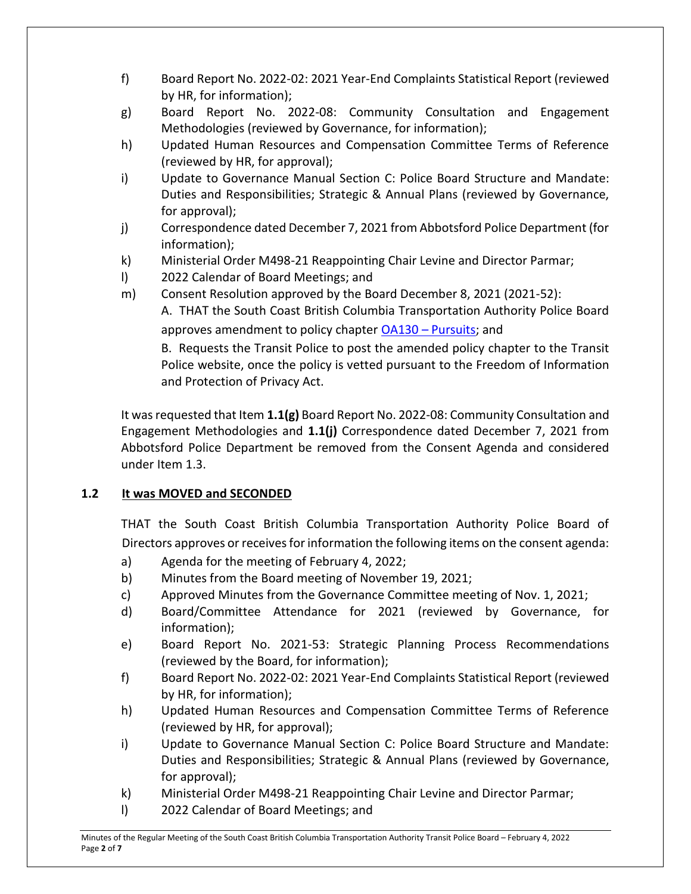f) Board Report No. 2022-02: 2021 Year-End Complaints Statistical Report (reviewed by HR, for information);

g) Board Report No. 2022-08: Community Consultation and Engagement Methodologies (reviewed by Governance, for information);

h) Updated Human Resources and Compensation Committee Terms of Reference (reviewed by HR, for approval);

i) Update to Governance Manual Section C: Police Board Structure and Mandate: Duties and Responsibilities; Strategic & Annual Plans (reviewed by Governance, for approval);

j) Correspondence dated December 7, 2021 from Abbotsford Police Department (for information);

k) Ministerial Order M498-21 Reappointing Chair Levine and Director Parmar;

l) 2022 Calendar of Board Meetings; and

m) Consent Resolution approved by the Board December 8, 2021 (2021-52):

   A. THAT the South Coast British Columbia Transportation Authority Police Board approves amendment to policy chapter OA130 – Pursuits; and

   B. Requests the Transit Police to post the amended policy chapter to the Transit Police website, once the policy is vetted pursuant to the Freedom of Information and Protection of Privacy Act.

It was requested that Item **1.1(g)** Board Report No. 2022-08: Community Consultation and Engagement Methodologies and **1.1(j)** Correspondence dated December 7, 2021 from Abbotsford Police Department be removed from the Consent Agenda and considered under Item 1.3.

**1.2 It was MOVED and SECONDED**

THAT the South Coast British Columbia Transportation Authority Police Board of Directors approves or receives for information the following items on the consent agenda:

a) Agenda for the meeting of February 4, 2022;

b) Minutes from the Board meeting of November 19, 2021;

c) Approved Minutes from the Governance Committee meeting of Nov. 1, 2021;

d) Board/Committee Attendance for 2021 (reviewed by Governance, for information);

e) Board Report No. 2021-53: Strategic Planning Process Recommendations (reviewed by the Board, for information);

f) Board Report No. 2022-02: 2021 Year-End Complaints Statistical Report (reviewed by HR, for information);

h) Updated Human Resources and Compensation Committee Terms of Reference (reviewed by HR, for approval);

i) Update to Governance Manual Section C: Police Board Structure and Mandate: Duties and Responsibilities; Strategic & Annual Plans (reviewed by Governance, for approval);

k) Ministerial Order M498-21 Reappointing Chair Levine and Director Parmar;

l) 2022 Calendar of Board Meetings; and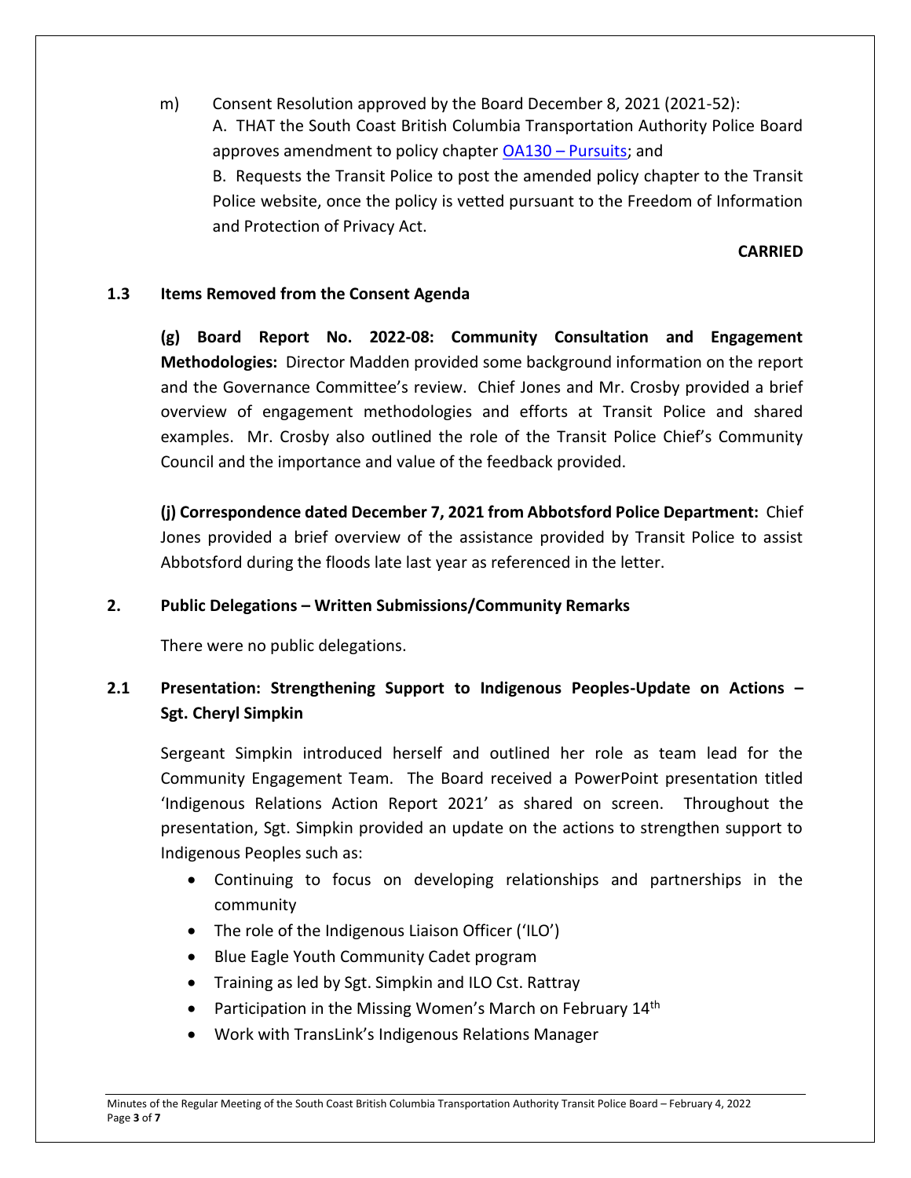m) Consent Resolution approved by the Board December 8, 2021 (2021-52):
A. THAT the South Coast British Columbia Transportation Authority Police Board approves amendment to policy chapter OA130 – Pursuits; and
B. Requests the Transit Police to post the amended policy chapter to the Transit Police website, once the policy is vetted pursuant to the Freedom of Information and Protection of Privacy Act.

**CARRIED**

## 1.3 Items Removed from the Consent Agenda

**(g) Board Report No. 2022-08: Community Consultation and Engagement Methodologies:** Director Madden provided some background information on the report and the Governance Committee's review. Chief Jones and Mr. Crosby provided a brief overview of engagement methodologies and efforts at Transit Police and shared examples. Mr. Crosby also outlined the role of the Transit Police Chief's Community Council and the importance and value of the feedback provided.

**(j) Correspondence dated December 7, 2021 from Abbotsford Police Department:** Chief Jones provided a brief overview of the assistance provided by Transit Police to assist Abbotsford during the floods late last year as referenced in the letter.

## 2. Public Delegations – Written Submissions/Community Remarks

There were no public delegations.

## 2.1 Presentation: Strengthening Support to Indigenous Peoples-Update on Actions – Sgt. Cheryl Simpkin

Sergeant Simpkin introduced herself and outlined her role as team lead for the Community Engagement Team. The Board received a PowerPoint presentation titled 'Indigenous Relations Action Report 2021' as shared on screen. Throughout the presentation, Sgt. Simpkin provided an update on the actions to strengthen support to Indigenous Peoples such as:

- Continuing to focus on developing relationships and partnerships in the community
- The role of the Indigenous Liaison Officer ('ILO')
- Blue Eagle Youth Community Cadet program
- Training as led by Sgt. Simpkin and ILO Cst. Rattray
- Participation in the Missing Women's March on February 14th
- Work with TransLink's Indigenous Relations Manager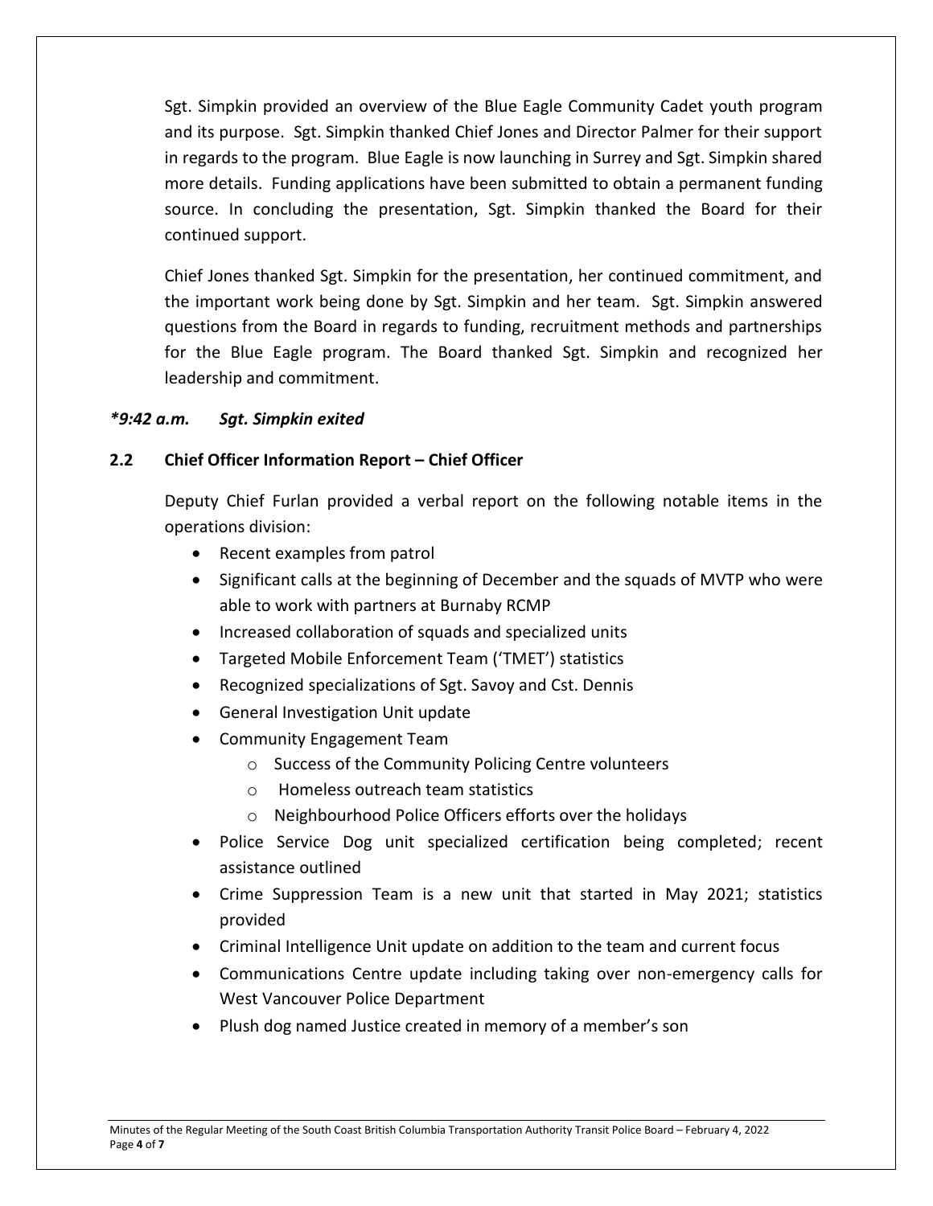Sgt. Simpkin provided an overview of the Blue Eagle Community Cadet youth program and its purpose. Sgt. Simpkin thanked Chief Jones and Director Palmer for their support in regards to the program. Blue Eagle is now launching in Surrey and Sgt. Simpkin shared more details. Funding applications have been submitted to obtain a permanent funding source. In concluding the presentation, Sgt. Simpkin thanked the Board for their continued support.

Chief Jones thanked Sgt. Simpkin for the presentation, her continued commitment, and the important work being done by Sgt. Simpkin and her team. Sgt. Simpkin answered questions from the Board in regards to funding, recruitment methods and partnerships for the Blue Eagle program. The Board thanked Sgt. Simpkin and recognized her leadership and commitment.

***9:42 a.m. Sgt. Simpkin exited***

**2.2 Chief Officer Information Report – Chief Officer**

Deputy Chief Furlan provided a verbal report on the following notable items in the operations division:

- Recent examples from patrol
- Significant calls at the beginning of December and the squads of MVTP who were able to work with partners at Burnaby RCMP
- Increased collaboration of squads and specialized units
- Targeted Mobile Enforcement Team ('TMET') statistics
- Recognized specializations of Sgt. Savoy and Cst. Dennis
- General Investigation Unit update
- Community Engagement Team
    - Success of the Community Policing Centre volunteers
    - Homeless outreach team statistics
    - Neighbourhood Police Officers efforts over the holidays
- Police Service Dog unit specialized certification being completed; recent assistance outlined
- Crime Suppression Team is a new unit that started in May 2021; statistics provided
- Criminal Intelligence Unit update on addition to the team and current focus
- Communications Centre update including taking over non-emergency calls for West Vancouver Police Department
- Plush dog named Justice created in memory of a member's son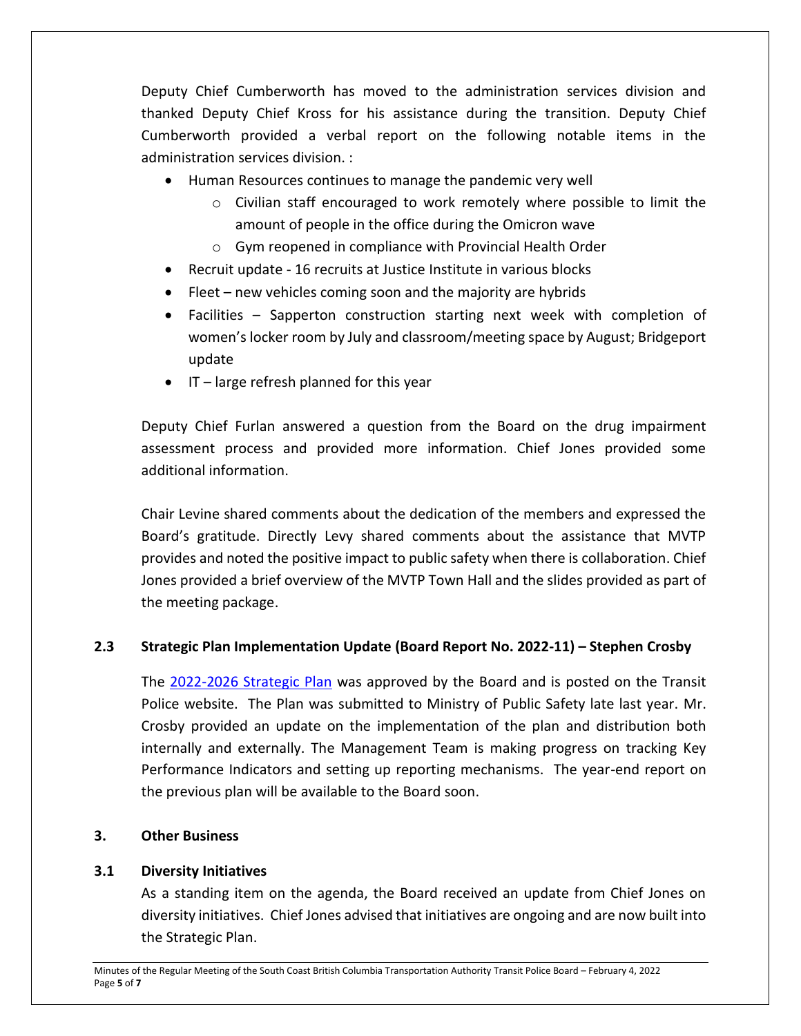Deputy Chief Cumberworth has moved to the administration services division and thanked Deputy Chief Kross for his assistance during the transition. Deputy Chief Cumberworth provided a verbal report on the following notable items in the administration services division. :

- Human Resources continues to manage the pandemic very well
    - Civilian staff encouraged to work remotely where possible to limit the amount of people in the office during the Omicron wave
    - Gym reopened in compliance with Provincial Health Order
- Recruit update - 16 recruits at Justice Institute in various blocks
- Fleet – new vehicles coming soon and the majority are hybrids
- Facilities – Sapperton construction starting next week with completion of women's locker room by July and classroom/meeting space by August; Bridgeport update
- IT – large refresh planned for this year

Deputy Chief Furlan answered a question from the Board on the drug impairment assessment process and provided more information. Chief Jones provided some additional information.

Chair Levine shared comments about the dedication of the members and expressed the Board's gratitude. Directly Levy shared comments about the assistance that MVTP provides and noted the positive impact to public safety when there is collaboration. Chief Jones provided a brief overview of the MVTP Town Hall and the slides provided as part of the meeting package.

### 2.3 Strategic Plan Implementation Update (Board Report No. 2022-11) – Stephen Crosby

The 2022-2026 Strategic Plan was approved by the Board and is posted on the Transit Police website. The Plan was submitted to Ministry of Public Safety late last year. Mr. Crosby provided an update on the implementation of the plan and distribution both internally and externally. The Management Team is making progress on tracking Key Performance Indicators and setting up reporting mechanisms. The year-end report on the previous plan will be available to the Board soon.

## 3. Other Business

### 3.1 Diversity Initiatives

As a standing item on the agenda, the Board received an update from Chief Jones on diversity initiatives. Chief Jones advised that initiatives are ongoing and are now built into the Strategic Plan.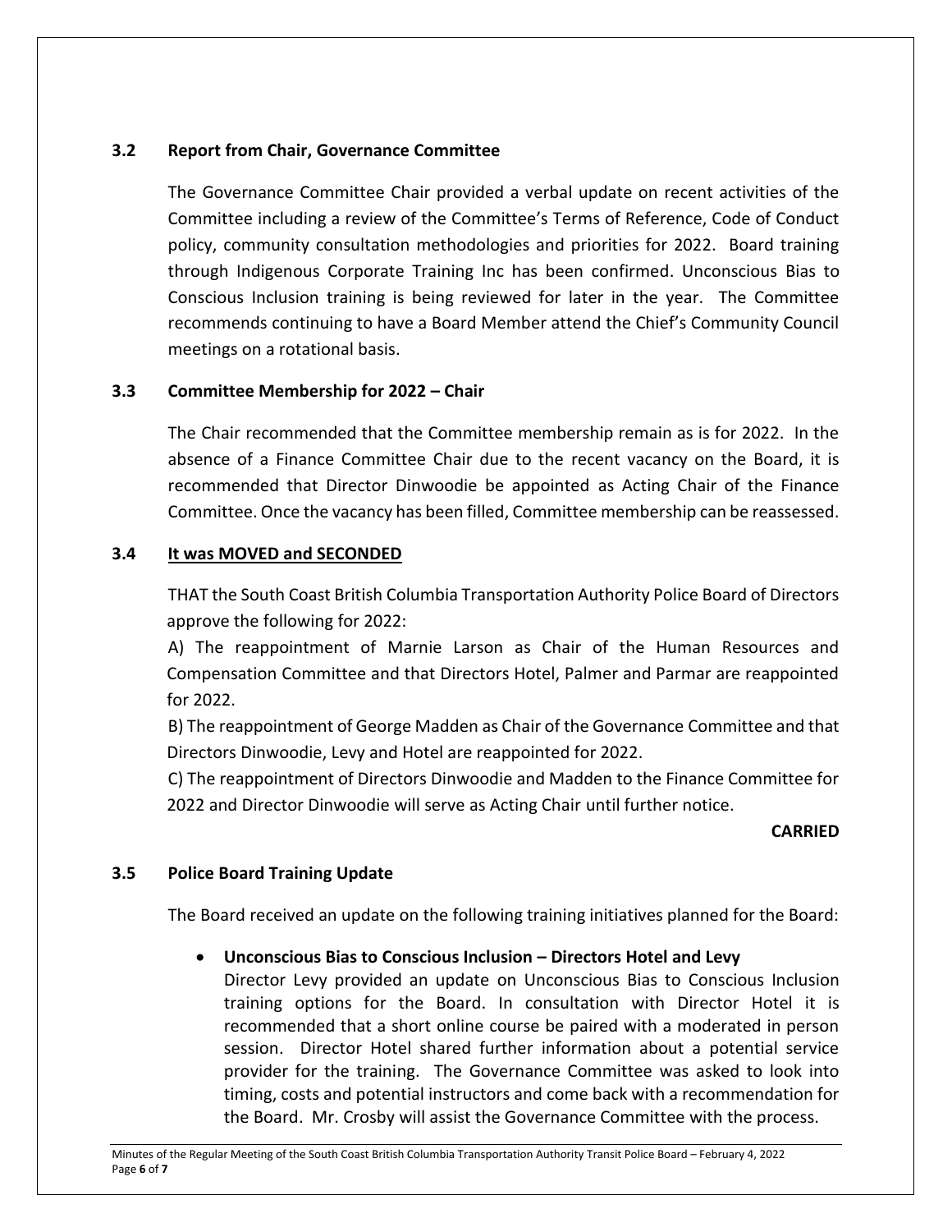### 3.2 Report from Chair, Governance Committee

The Governance Committee Chair provided a verbal update on recent activities of the Committee including a review of the Committee's Terms of Reference, Code of Conduct policy, community consultation methodologies and priorities for 2022. Board training through Indigenous Corporate Training Inc has been confirmed. Unconscious Bias to Conscious Inclusion training is being reviewed for later in the year. The Committee recommends continuing to have a Board Member attend the Chief's Community Council meetings on a rotational basis.

### 3.3 Committee Membership for 2022 – Chair

The Chair recommended that the Committee membership remain as is for 2022. In the absence of a Finance Committee Chair due to the recent vacancy on the Board, it is recommended that Director Dinwoodie be appointed as Acting Chair of the Finance Committee. Once the vacancy has been filled, Committee membership can be reassessed.

### 3.4 <u>It was MOVED and SECONDED</u>

THAT the South Coast British Columbia Transportation Authority Police Board of Directors approve the following for 2022:

A) The reappointment of Marnie Larson as Chair of the Human Resources and Compensation Committee and that Directors Hotel, Palmer and Parmar are reappointed for 2022.

B) The reappointment of George Madden as Chair of the Governance Committee and that Directors Dinwoodie, Levy and Hotel are reappointed for 2022.

C) The reappointment of Directors Dinwoodie and Madden to the Finance Committee for 2022 and Director Dinwoodie will serve as Acting Chair until further notice.

**CARRIED**

### 3.5 Police Board Training Update

The Board received an update on the following training initiatives planned for the Board:

- **Unconscious Bias to Conscious Inclusion – Directors Hotel and Levy**
  Director Levy provided an update on Unconscious Bias to Conscious Inclusion training options for the Board. In consultation with Director Hotel it is recommended that a short online course be paired with a moderated in person session. Director Hotel shared further information about a potential service provider for the training. The Governance Committee was asked to look into timing, costs and potential instructors and come back with a recommendation for the Board. Mr. Crosby will assist the Governance Committee with the process.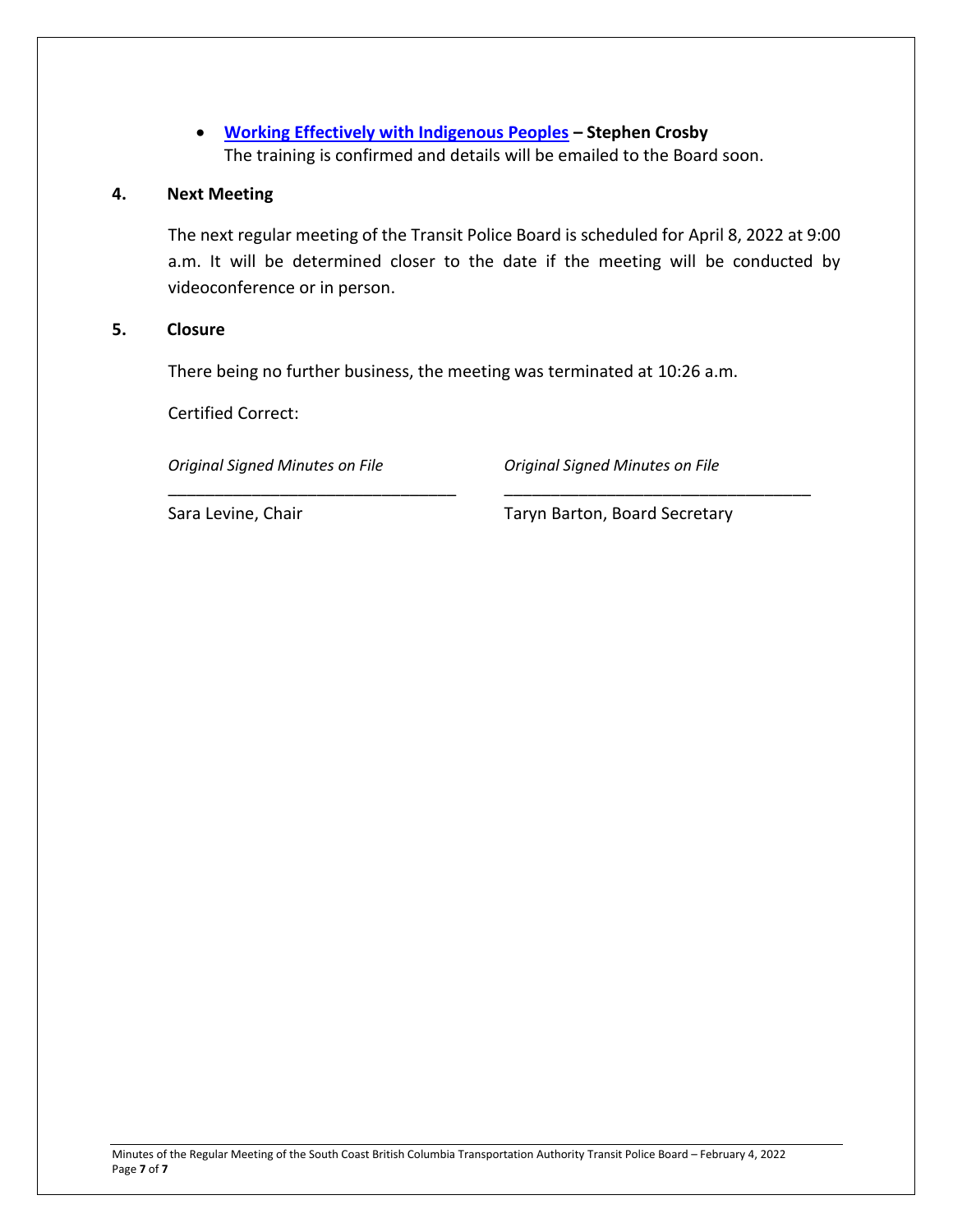- **[Working Effectively with Indigenous Peoples] – Stephen Crosby**
  The training is confirmed and details will be emailed to the Board soon.

## 4. Next Meeting

The next regular meeting of the Transit Police Board is scheduled for April 8, 2022 at 9:00 a.m. It will be determined closer to the date if the meeting will be conducted by videoconference or in person.

## 5. Closure

There being no further business, the meeting was terminated at 10:26 a.m.

Certified Correct:

| | |
|---|---|
| *Original Signed Minutes on File* | *Original Signed Minutes on File* |
| \_\_\_\_\_\_\_\_\_\_\_\_\_\_\_\_\_\_\_\_\_\_\_\_\_\_\_\_\_\_\_\_ | \_\_\_\_\_\_\_\_\_\_\_\_\_\_\_\_\_\_\_\_\_\_\_\_\_\_\_\_\_\_\_\_ |
| Sara Levine, Chair | Taryn Barton, Board Secretary |